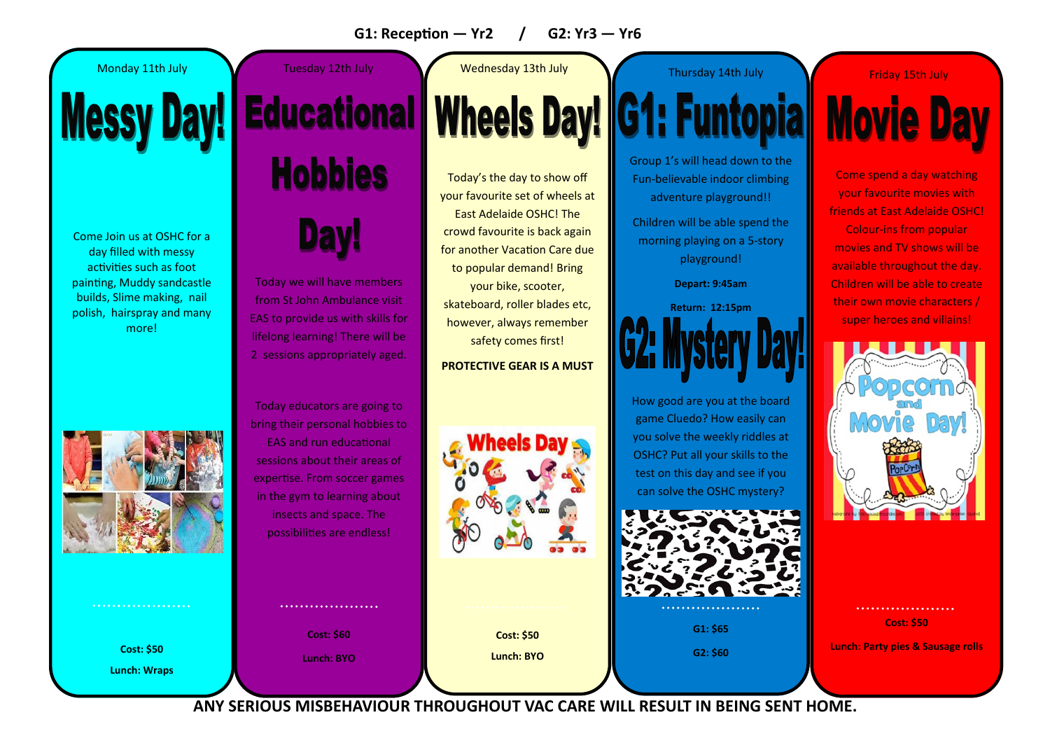**G1: Reception — Yr2 / G2: Yr3 — Yr6**

## Monday 11th July

# Messy Day!

Come Join us at OSHC for a day filled with messy activities such as foot painting, Muddy sandcastle builds, Slime making, nail polish, hairspray and many more!

**Cost: $50**

**Lunch: Wraps**

## Tuesday 12th July

# Educational Hobbies Day!

Today we will have members from St John Ambulance visit EAS to provide us with skills for lifelong learning! There will be 2 sessions appropriately aged.

Today educators are going to bring their personal hobbies to EAS and run educational sessions about their areas of expertise. From soccer games in the gym to learning about insects and space. The possibilities are endless!

**Cost: $60**

**Lunch: BYO**

## Wednesday 13th July

# Wheels Day!

Today's the day to show off your favourite set of wheels at East Adelaide OSHC! The crowd favourite is back again for another Vacation Care due to popular demand! Bring your bike, scooter, skateboard, roller blades etc, however, always remember safety comes first!

**PROTECTIVE GEAR IS A MUST**

**Cost: $50**

**Lunch: BYO**

## Thursday 14th July

# G1: Funtopia

Group 1's will head down to the Fun-believable indoor climbing adventure playground!!

Children will be able spend the morning playing on a 5-story playground!

**Depart: 9:45am**

**Return: 12:15pm**

# G2: Mystery Day!

How good are you at the board game Cluedo? How easily can you solve the weekly riddles at OSHC? Put all your skills to the test on this day and see if you can solve the OSHC mystery?

**G1: $65**

**G2: $60**

## Friday 15th July

# Movie Day

Come spend a day watching your favourite movies with friends at East Adelaide OSHC! Colour-ins from popular movies and TV shows will be available throughout the day. Children will be able to create their own movie characters / super heroes and villains!

**Cost: $50**

**Lunch: Party pies & Sausage rolls**

**ANY SERIOUS MISBEHAVIOUR THROUGHOUT VAC CARE WILL RESULT IN BEING SENT HOME.**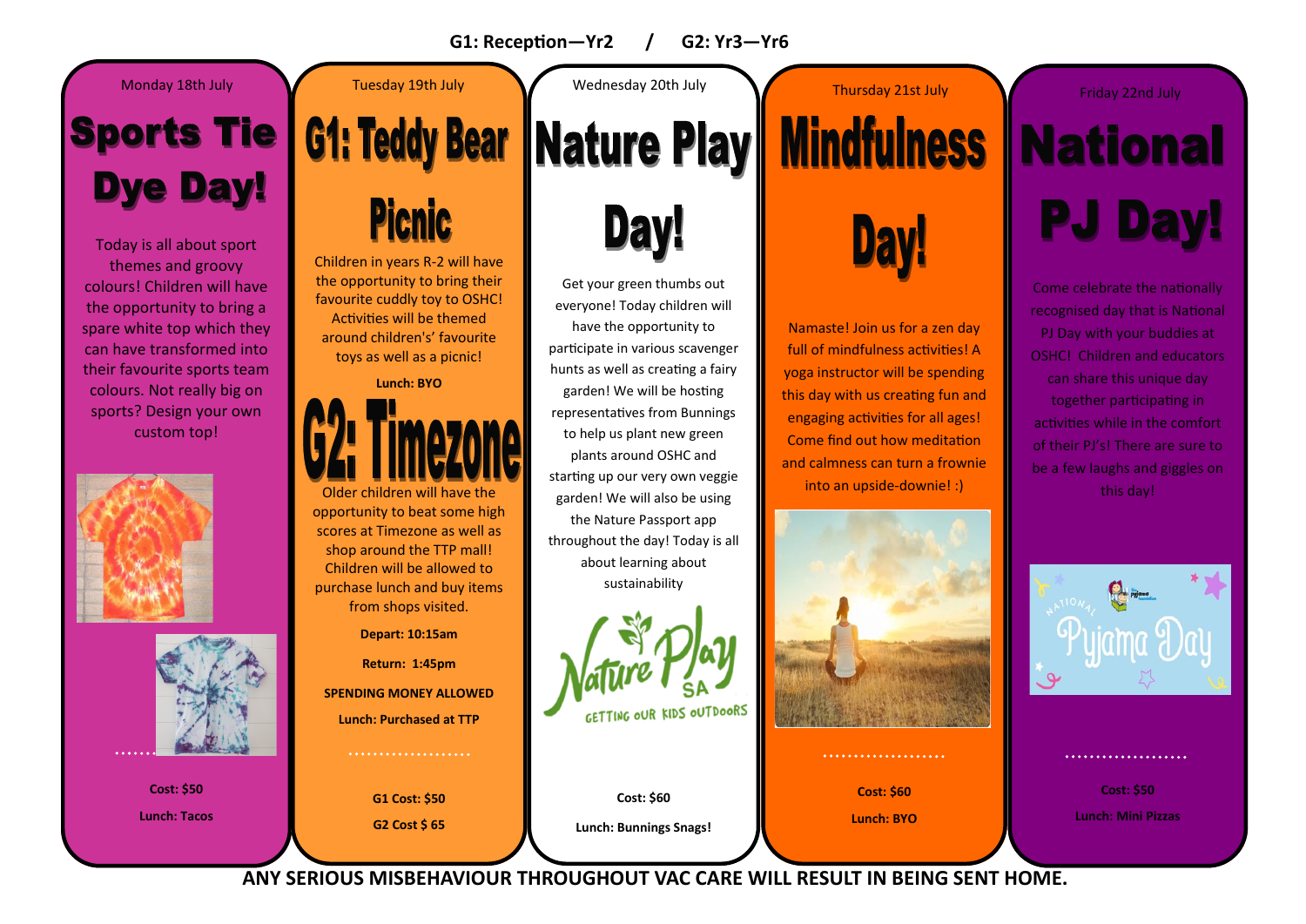**G1: Reception—Yr2 / G2: Yr3—Yr6**

Monday 18th July

## Sports Tie Dye Day!

Today is all about sport themes and groovy colours! Children will have the opportunity to bring a spare white top which they can have transformed into their favourite sports team colours. Not really big on sports? Design your own custom top!

**Cost: $50**

**Lunch: Tacos**

Tuesday 19th July

## G1: Teddy Bear Picnic

Children in years R-2 will have the opportunity to bring their favourite cuddly toy to OSHC! Activities will be themed around children's' favourite toys as well as a picnic!

**Lunch: BYO**

## G2: Timezone

Older children will have the opportunity to beat some high scores at Timezone as well as shop around the TTP mall! Children will be allowed to purchase lunch and buy items from shops visited.

**Depart: 10:15am**

**Return: 1:45pm**

**SPENDING MONEY ALLOWED**

**Lunch: Purchased at TTP**

**G1 Cost: $50**

**G2 Cost $ 65**

Wednesday 20th July

## Nature Play Day!

Get your green thumbs out everyone! Today children will have the opportunity to participate in various scavenger hunts as well as creating a fairy garden! We will be hosting representatives from Bunnings to help us plant new green plants around OSHC and starting up our very own veggie garden! We will also be using the Nature Passport app throughout the day! Today is all about learning about sustainability

Nature Play SA
GETTING OUR KIDS OUTDOORS

**Cost: $60**

**Lunch: Bunnings Snags!**

Thursday 21st July

## Mindfulness Day!

Namaste! Join us for a zen day full of mindfulness activities! A yoga instructor will be spending this day with us creating fun and engaging activities for all ages! Come find out how meditation and calmness can turn a frownie into an upside-downie! :)

**Cost: $60**

**Lunch: BYO**

Friday 22nd July

## National PJ Day!

Come celebrate the nationally recognised day that is National PJ Day with your buddies at OSHC! Children and educators can share this unique day together participating in activities while in the comfort of their PJ's! There are sure to be a few laughs and giggles on this day!

National Pyjama Day

**Cost: $50**

**Lunch: Mini Pizzas**

**ANY SERIOUS MISBEHAVIOUR THROUGHOUT VAC CARE WILL RESULT IN BEING SENT HOME.**